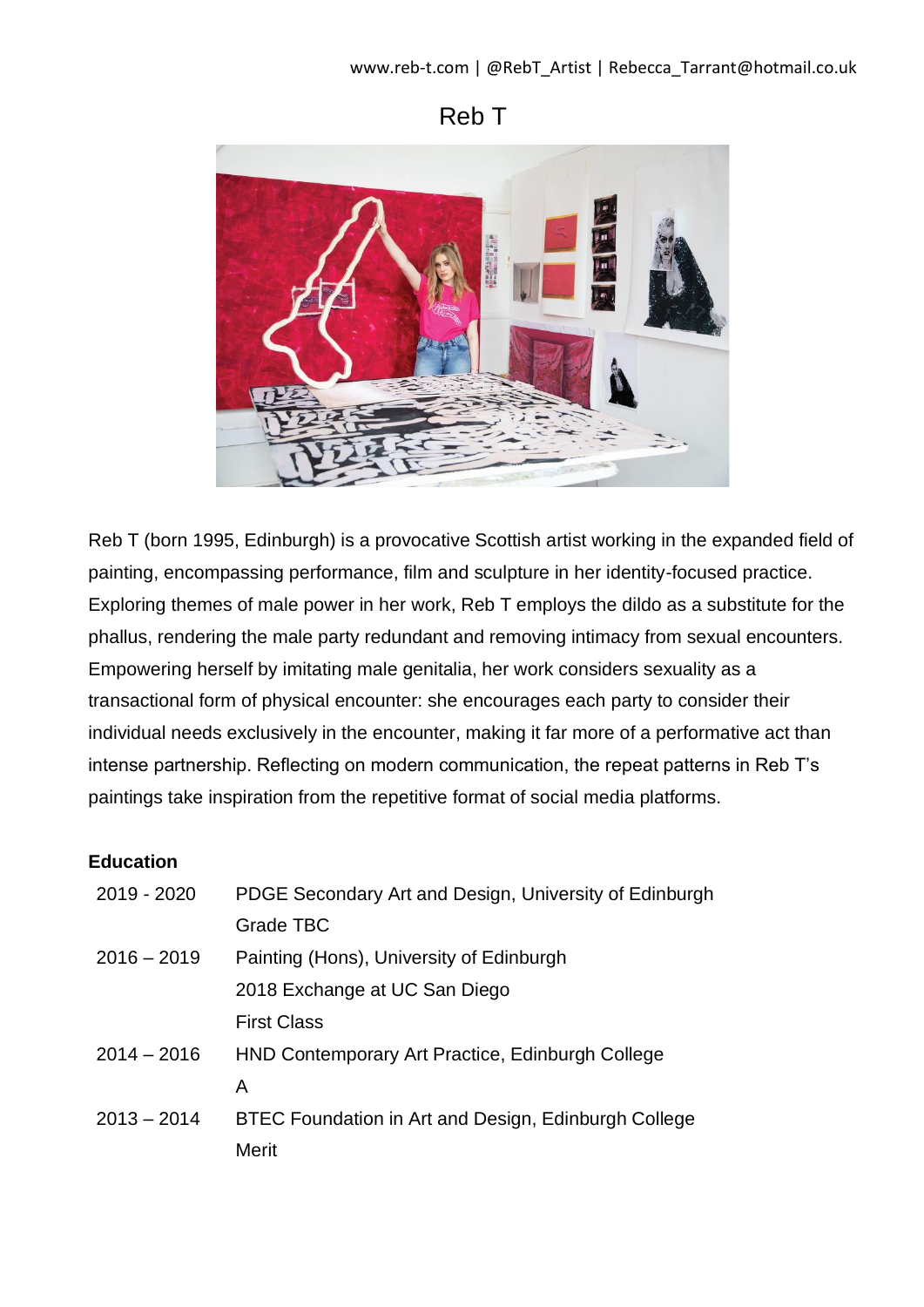www.reb-t.com | @RebT_Artist | Rebecca_Tarrant@hotmail.co.uk

# Reb T

Reb T (born 1995, Edinburgh) is a provocative Scottish artist working in the expanded field of painting, encompassing performance, film and sculpture in her identity-focused practice. Exploring themes of male power in her work, Reb T employs the dildo as a substitute for the phallus, rendering the male party redundant and removing intimacy from sexual encounters. Empowering herself by imitating male genitalia, her work considers sexuality as a transactional form of physical encounter: she encourages each party to consider their individual needs exclusively in the encounter, making it far more of a performative act than intense partnership. Reflecting on modern communication, the repeat patterns in Reb T's paintings take inspiration from the repetitive format of social media platforms.

**Education**

| | |
|---|---|
| 2019 - 2020 | PDGE Secondary Art and Design, University of Edinburgh<br>Grade TBC |
| 2016 – 2019 | Painting (Hons), University of Edinburgh<br>2018 Exchange at UC San Diego<br>First Class |
| 2014 – 2016 | HND Contemporary Art Practice, Edinburgh College<br>A |
| 2013 – 2014 | BTEC Foundation in Art and Design, Edinburgh College<br>Merit |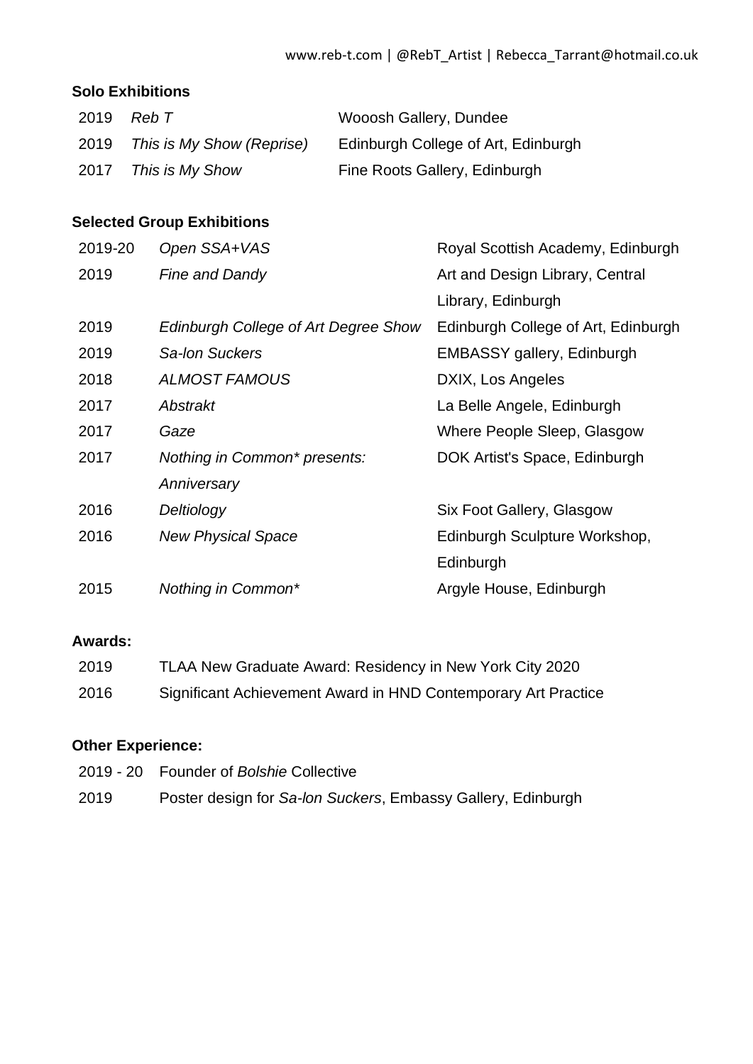www.reb-t.com | @RebT_Artist | Rebecca_Tarrant@hotmail.co.uk

**Solo Exhibitions**

| | | |
|---|---|---|
| 2019 | *Reb T* | Wooosh Gallery, Dundee |
| 2019 | *This is My Show (Reprise)* | Edinburgh College of Art, Edinburgh |
| 2017 | *This is My Show* | Fine Roots Gallery, Edinburgh |

**Selected Group Exhibitions**

| | | |
|---|---|---|
| 2019-20 | *Open SSA+VAS* | Royal Scottish Academy, Edinburgh |
| 2019 | *Fine and Dandy* | Art and Design Library, Central Library, Edinburgh |
| 2019 | *Edinburgh College of Art Degree Show* | Edinburgh College of Art, Edinburgh |
| 2019 | *Sa-lon Suckers* | EMBASSY gallery, Edinburgh |
| 2018 | *ALMOST FAMOUS* | DXIX, Los Angeles |
| 2017 | *Abstrakt* | La Belle Angele, Edinburgh |
| 2017 | *Gaze* | Where People Sleep, Glasgow |
| 2017 | *Nothing in Common* presents: Anniversary* | DOK Artist's Space, Edinburgh |
| 2016 | *Deltiology* | Six Foot Gallery, Glasgow |
| 2016 | *New Physical Space* | Edinburgh Sculpture Workshop, Edinburgh |
| 2015 | *Nothing in Common** | Argyle House, Edinburgh |

**Awards:**

| | |
|---|---|
| 2019 | TLAA New Graduate Award: Residency in New York City 2020 |
| 2016 | Significant Achievement Award in HND Contemporary Art Practice |

**Other Experience:**

| | |
|---|---|
| 2019 - 20 | Founder of *Bolshie* Collective |
| 2019 | Poster design for *Sa-lon Suckers*, Embassy Gallery, Edinburgh |